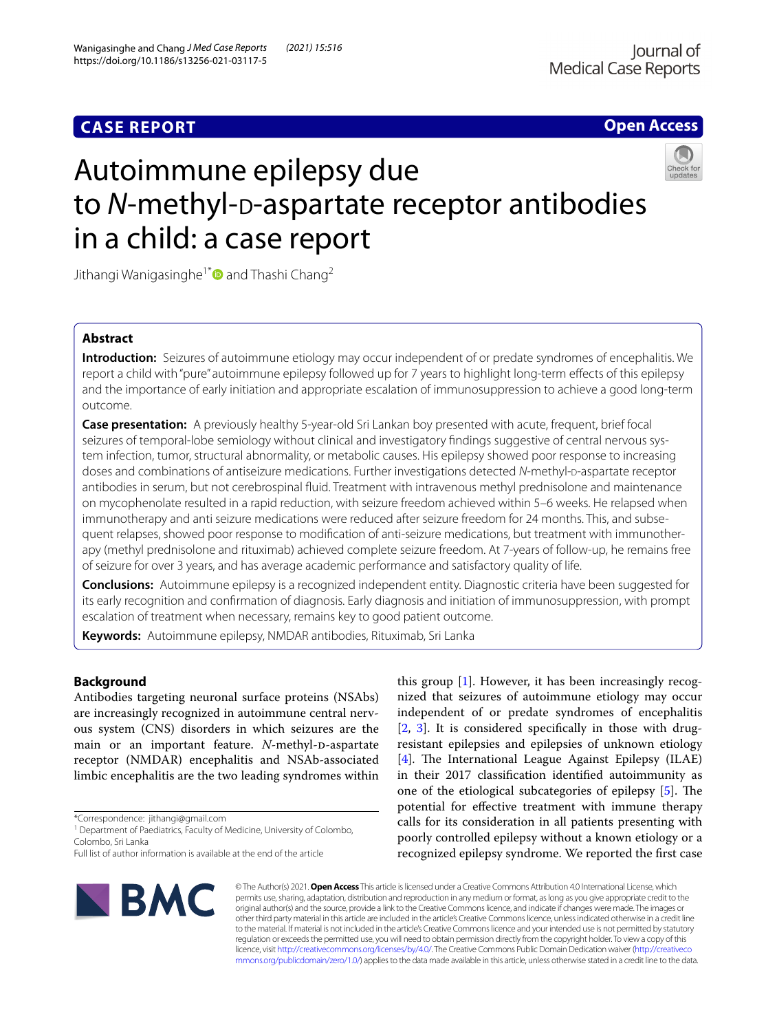CASE REPORT

Open Access

# Autoimmune epilepsy due to *N*-methyl-D-aspartate receptor antibodies in a child: a case report

Jithangi Wanigasinghe[1*] and Thashi Chang[2]

## Abstract

**Introduction:** Seizures of autoimmune etiology may occur independent of or predate syndromes of encephalitis. We report a child with "pure" autoimmune epilepsy followed up for 7 years to highlight long-term effects of this epilepsy and the importance of early initiation and appropriate escalation of immunosuppression to achieve a good long-term outcome.

**Case presentation:** A previously healthy 5-year-old Sri Lankan boy presented with acute, frequent, brief focal seizures of temporal-lobe semiology without clinical and investigatory findings suggestive of central nervous system infection, tumor, structural abnormality, or metabolic causes. His epilepsy showed poor response to increasing doses and combinations of antiseizure medications. Further investigations detected *N*-methyl-D-aspartate receptor antibodies in serum, but not cerebrospinal fluid. Treatment with intravenous methyl prednisolone and maintenance on mycophenolate resulted in a rapid reduction, with seizure freedom achieved within 5–6 weeks. He relapsed when immunotherapy and anti seizure medications were reduced after seizure freedom for 24 months. This, and subsequent relapses, showed poor response to modification of anti-seizure medications, but treatment with immunotherapy (methyl prednisolone and rituximab) achieved complete seizure freedom. At 7-years of follow-up, he remains free of seizure for over 3 years, and has average academic performance and satisfactory quality of life.

**Conclusions:** Autoimmune epilepsy is a recognized independent entity. Diagnostic criteria have been suggested for its early recognition and confirmation of diagnosis. Early diagnosis and initiation of immunosuppression, with prompt escalation of treatment when necessary, remains key to good patient outcome.

**Keywords:** Autoimmune epilepsy, NMDAR antibodies, Rituximab, Sri Lanka

## Background

Antibodies targeting neuronal surface proteins (NSAbs) are increasingly recognized in autoimmune central nervous system (CNS) disorders in which seizures are the main or an important feature. *N*-methyl-D-aspartate receptor (NMDAR) encephalitis and NSAb-associated limbic encephalitis are the two leading syndromes within this group [1]. However, it has been increasingly recognized that seizures of autoimmune etiology may occur independent of or predate syndromes of encephalitis [2, 3]. It is considered specifically in those with drug-resistant epilepsies and epilepsies of unknown etiology [4]. The International League Against Epilepsy (ILAE) in their 2017 classification identified autoimmunity as one of the etiological subcategories of epilepsy [5]. The potential for effective treatment with immune therapy calls for its consideration in all patients presenting with poorly controlled epilepsy without a known etiology or a recognized epilepsy syndrome. We reported the first case

*Correspondence: jithangi@gmail.com
[1] Department of Paediatrics, Faculty of Medicine, University of Colombo, Colombo, Sri Lanka
Full list of author information is available at the end of the article

© The Author(s) 2021. **Open Access** This article is licensed under a Creative Commons Attribution 4.0 International License, which permits use, sharing, adaptation, distribution and reproduction in any medium or format, as long as you give appropriate credit to the original author(s) and the source, provide a link to the Creative Commons licence, and indicate if changes were made. The images or other third party material in this article are included in the article's Creative Commons licence, unless indicated otherwise in a credit line to the material. If material is not included in the article's Creative Commons licence and your intended use is not permitted by statutory regulation or exceeds the permitted use, you will need to obtain permission directly from the copyright holder. To view a copy of this licence, visit http://creativecommons.org/licenses/by/4.0/. The Creative Commons Public Domain Dedication waiver (http://creativecommons.org/publicdomain/zero/1.0/) applies to the data made available in this article, unless otherwise stated in a credit line to the data.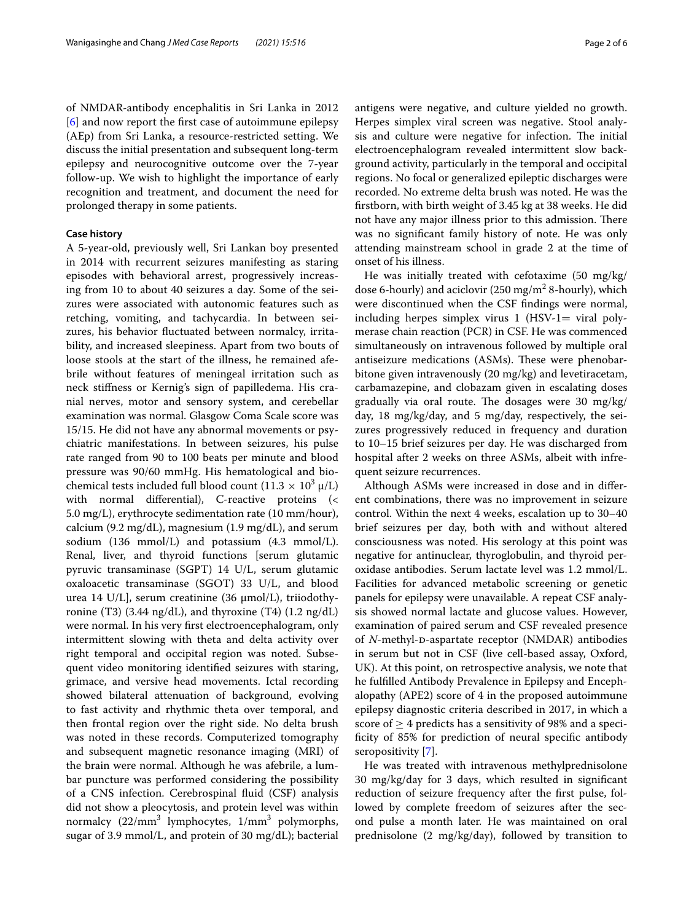of NMDAR-antibody encephalitis in Sri Lanka in 2012 [6] and now report the first case of autoimmune epilepsy (AEp) from Sri Lanka, a resource-restricted setting. We discuss the initial presentation and subsequent long-term epilepsy and neurocognitive outcome over the 7-year follow-up. We wish to highlight the importance of early recognition and treatment, and document the need for prolonged therapy in some patients.

## Case history

A 5-year-old, previously well, Sri Lankan boy presented in 2014 with recurrent seizures manifesting as staring episodes with behavioral arrest, progressively increasing from 10 to about 40 seizures a day. Some of the seizures were associated with autonomic features such as retching, vomiting, and tachycardia. In between seizures, his behavior fluctuated between normalcy, irritability, and increased sleepiness. Apart from two bouts of loose stools at the start of the illness, he remained afebrile without features of meningeal irritation such as neck stiffness or Kernig's sign of papilledema. His cranial nerves, motor and sensory system, and cerebellar examination was normal. Glasgow Coma Scale score was 15/15. He did not have any abnormal movements or psychiatric manifestations. In between seizures, his pulse rate ranged from 90 to 100 beats per minute and blood pressure was 90/60 mmHg. His hematological and biochemical tests included full blood count ($11.3 \times 10^3$ μ/L) with normal differential), C-reactive proteins (< 5.0 mg/L), erythrocyte sedimentation rate (10 mm/hour), calcium (9.2 mg/dL), magnesium (1.9 mg/dL), and serum sodium (136 mmol/L) and potassium (4.3 mmol/L). Renal, liver, and thyroid functions [serum glutamic pyruvic transaminase (SGPT) 14 U/L, serum glutamic oxaloacetic transaminase (SGOT) 33 U/L, and blood urea 14 U/L], serum creatinine (36 μmol/L), triiodothyronine (T3) (3.44 ng/dL), and thyroxine (T4) (1.2 ng/dL) were normal. In his very first electroencephalogram, only intermittent slowing with theta and delta activity over right temporal and occipital region was noted. Subsequent video monitoring identified seizures with staring, grimace, and versive head movements. Ictal recording showed bilateral attenuation of background, evolving to fast activity and rhythmic theta over temporal, and then frontal region over the right side. No delta brush was noted in these records. Computerized tomography and subsequent magnetic resonance imaging (MRI) of the brain were normal. Although he was afebrile, a lumbar puncture was performed considering the possibility of a CNS infection. Cerebrospinal fluid (CSF) analysis did not show a pleocytosis, and protein level was within normalcy (22/mm$^3$ lymphocytes, 1/mm$^3$ polymorphs, sugar of 3.9 mmol/L, and protein of 30 mg/dL); bacterial antigens were negative, and culture yielded no growth. Herpes simplex viral screen was negative. Stool analysis and culture were negative for infection. The initial electroencephalogram revealed intermittent slow background activity, particularly in the temporal and occipital regions. No focal or generalized epileptic discharges were recorded. No extreme delta brush was noted. He was the firstborn, with birth weight of 3.45 kg at 38 weeks. He did not have any major illness prior to this admission. There was no significant family history of note. He was only attending mainstream school in grade 2 at the time of onset of his illness.

He was initially treated with cefotaxime (50 mg/kg/dose 6-hourly) and aciclovir (250 mg/m$^2$ 8-hourly), which were discontinued when the CSF findings were normal, including herpes simplex virus 1 (HSV-1= viral polymerase chain reaction (PCR) in CSF. He was commenced simultaneously on intravenous followed by multiple oral antiseizure medications (ASMs). These were phenobarbitone given intravenously (20 mg/kg) and levetiracetam, carbamazepine, and clobazam given in escalating doses gradually via oral route. The dosages were 30 mg/kg/day, 18 mg/kg/day, and 5 mg/day, respectively, the seizures progressively reduced in frequency and duration to 10–15 brief seizures per day. He was discharged from hospital after 2 weeks on three ASMs, albeit with infrequent seizure recurrences.

Although ASMs were increased in dose and in different combinations, there was no improvement in seizure control. Within the next 4 weeks, escalation up to 30–40 brief seizures per day, both with and without altered consciousness was noted. His serology at this point was negative for antinuclear, thyroglobulin, and thyroid peroxidase antibodies. Serum lactate level was 1.2 mmol/L. Facilities for advanced metabolic screening or genetic panels for epilepsy were unavailable. A repeat CSF analysis showed normal lactate and glucose values. However, examination of paired serum and CSF revealed presence of *N*-methyl-D-aspartate receptor (NMDAR) antibodies in serum but not in CSF (live cell-based assay, Oxford, UK). At this point, on retrospective analysis, we note that he fulfilled Antibody Prevalence in Epilepsy and Encephalopathy (APE2) score of 4 in the proposed autoimmune epilepsy diagnostic criteria described in 2017, in which a score of ≥ 4 predicts has a sensitivity of 98% and a specificity of 85% for prediction of neural specific antibody seropositivity [7].

He was treated with intravenous methylprednisolone 30 mg/kg/day for 3 days, which resulted in significant reduction of seizure frequency after the first pulse, followed by complete freedom of seizures after the second pulse a month later. He was maintained on oral prednisolone (2 mg/kg/day), followed by transition to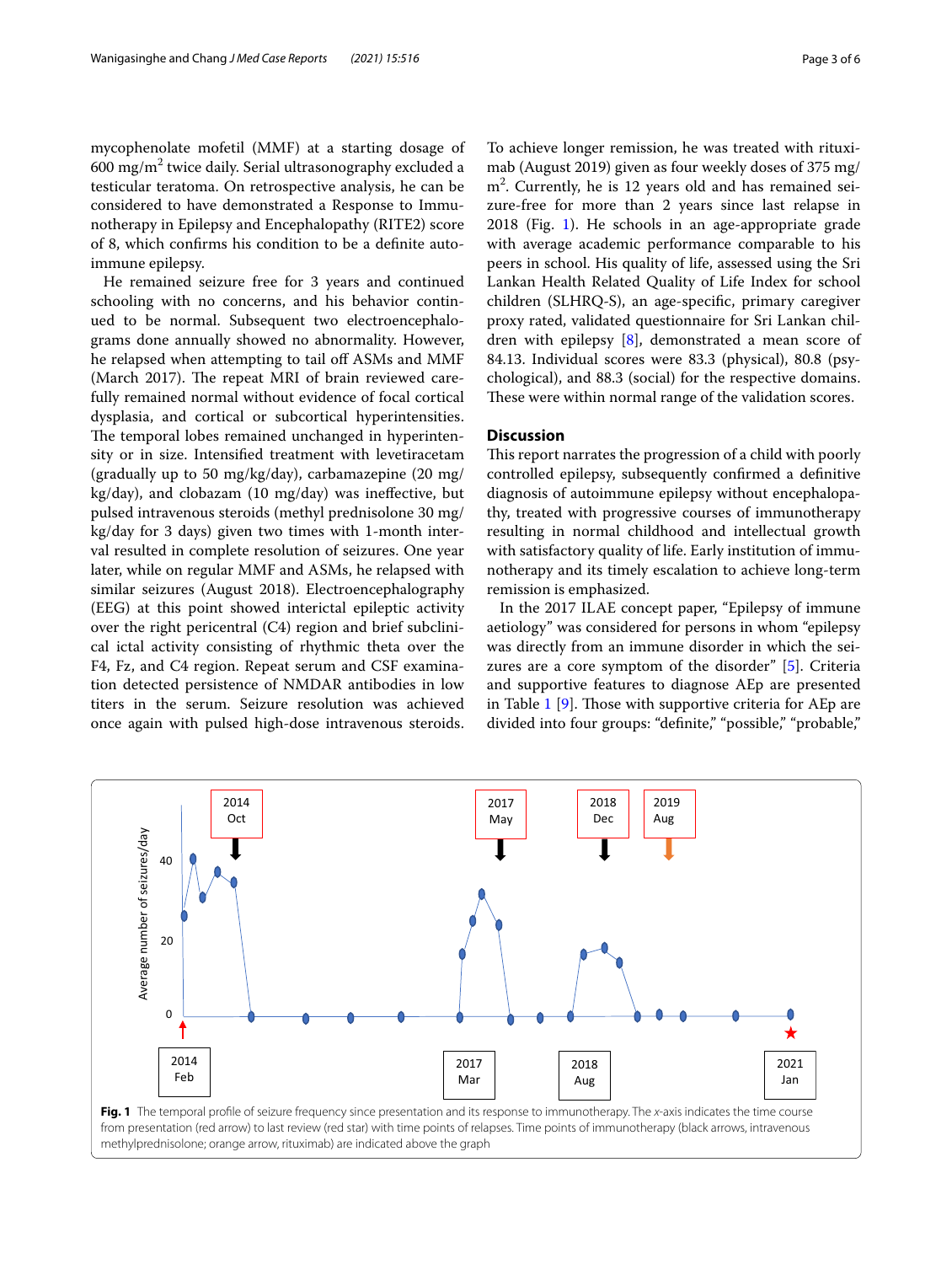mycophenolate mofetil (MMF) at a starting dosage of 600 mg/m$^2$ twice daily. Serial ultrasonography excluded a testicular teratoma. On retrospective analysis, he can be considered to have demonstrated a Response to Immunotherapy in Epilepsy and Encephalopathy (RITE2) score of 8, which confirms his condition to be a definite autoimmune epilepsy.

He remained seizure free for 3 years and continued schooling with no concerns, and his behavior continued to be normal. Subsequent two electroencephalograms done annually showed no abnormality. However, he relapsed when attempting to tail off ASMs and MMF (March 2017). The repeat MRI of brain reviewed carefully remained normal without evidence of focal cortical dysplasia, and cortical or subcortical hyperintensities. The temporal lobes remained unchanged in hyperintensity or in size. Intensified treatment with levetiracetam (gradually up to 50 mg/kg/day), carbamazepine (20 mg/kg/day), and clobazam (10 mg/day) was ineffective, but pulsed intravenous steroids (methyl prednisolone 30 mg/kg/day for 3 days) given two times with 1-month interval resulted in complete resolution of seizures. One year later, while on regular MMF and ASMs, he relapsed with similar seizures (August 2018). Electroencephalography (EEG) at this point showed interictal epileptic activity over the right pericentral (C4) region and brief subclinical ictal activity consisting of rhythmic theta over the F4, Fz, and C4 region. Repeat serum and CSF examination detected persistence of NMDAR antibodies in low titers in the serum. Seizure resolution was achieved once again with pulsed high-dose intravenous steroids. To achieve longer remission, he was treated with rituximab (August 2019) given as four weekly doses of 375 mg/m$^2$. Currently, he is 12 years old and has remained seizure-free for more than 2 years since last relapse in 2018 (Fig. 1). He schools in an age-appropriate grade with average academic performance comparable to his peers in school. His quality of life, assessed using the Sri Lankan Health Related Quality of Life Index for school children (SLHRQ-S), an age-specific, primary caregiver proxy rated, validated questionnaire for Sri Lankan children with epilepsy [8], demonstrated a mean score of 84.13. Individual scores were 83.3 (physical), 80.8 (psychological), and 88.3 (social) for the respective domains. These were within normal range of the validation scores.

## Discussion

This report narrates the progression of a child with poorly controlled epilepsy, subsequently confirmed a definitive diagnosis of autoimmune epilepsy without encephalopathy, treated with progressive courses of immunotherapy resulting in normal childhood and intellectual growth with satisfactory quality of life. Early institution of immunotherapy and its timely escalation to achieve long-term remission is emphasized.

In the 2017 ILAE concept paper, "Epilepsy of immune aetiology" was considered for persons in whom "epilepsy was directly from an immune disorder in which the seizures are a core symptom of the disorder" [5]. Criteria and supportive features to diagnose AEp are presented in Table 1 [9]. Those with supportive criteria for AEp are divided into four groups: "definite," "possible," "probable,"

**Fig. 1** The temporal profile of seizure frequency since presentation and its response to immunotherapy. The *x*-axis indicates the time course from presentation (red arrow) to last review (red star) with time points of relapses. Time points of immunotherapy (black arrows, intravenous methylprednisolone; orange arrow, rituximab) are indicated above the graph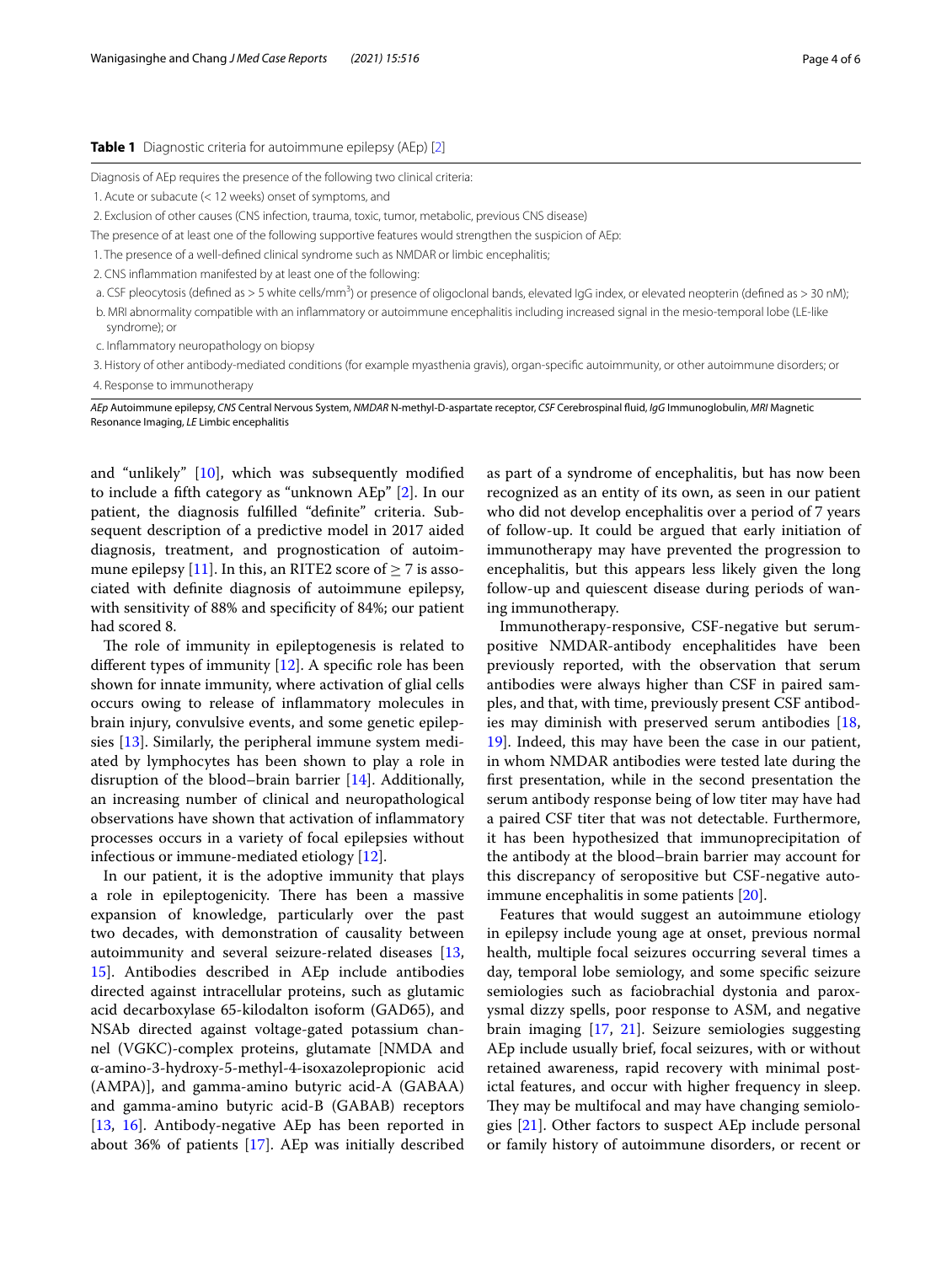**Table 1** Diagnostic criteria for autoimmune epilepsy (AEp) [2]

Diagnosis of AEp requires the presence of the following two clinical criteria:

1. Acute or subacute (< 12 weeks) onset of symptoms, and
2. Exclusion of other causes (CNS infection, trauma, toxic, tumor, metabolic, previous CNS disease)

The presence of at least one of the following supportive features would strengthen the suspicion of AEp:

1. The presence of a well-defined clinical syndrome such as NMDAR or limbic encephalitis;
2. CNS inflammation manifested by at least one of the following:
   a. CSF pleocytosis (defined as > 5 white cells/mm$^3$) or presence of oligoclonal bands, elevated IgG index, or elevated neopterin (defined as > 30 nM);
   b. MRI abnormality compatible with an inflammatory or autoimmune encephalitis including increased signal in the mesio-temporal lobe (LE-like syndrome); or
   c. Inflammatory neuropathology on biopsy
3. History of other antibody-mediated conditions (for example myasthenia gravis), organ-specific autoimmunity, or other autoimmune disorders; or
4. Response to immunotherapy

*AEp* Autoimmune epilepsy, *CNS* Central Nervous System, *NMDAR* N-methyl-D-aspartate receptor, *CSF* Cerebrospinal fluid, *IgG* Immunoglobulin, *MRI* Magnetic Resonance Imaging, *LE* Limbic encephalitis

and "unlikely" [10], which was subsequently modified to include a fifth category as "unknown AEp" [2]. In our patient, the diagnosis fulfilled "definite" criteria. Subsequent description of a predictive model in 2017 aided diagnosis, treatment, and prognostication of autoimmune epilepsy [11]. In this, an RITE2 score of ≥ 7 is associated with definite diagnosis of autoimmune epilepsy, with sensitivity of 88% and specificity of 84%; our patient had scored 8.

The role of immunity in epileptogenesis is related to different types of immunity [12]. A specific role has been shown for innate immunity, where activation of glial cells occurs owing to release of inflammatory molecules in brain injury, convulsive events, and some genetic epilepsies [13]. Similarly, the peripheral immune system mediated by lymphocytes has been shown to play a role in disruption of the blood–brain barrier [14]. Additionally, an increasing number of clinical and neuropathological observations have shown that activation of inflammatory processes occurs in a variety of focal epilepsies without infectious or immune-mediated etiology [12].

In our patient, it is the adoptive immunity that plays a role in epileptogenicity. There has been a massive expansion of knowledge, particularly over the past two decades, with demonstration of causality between autoimmunity and several seizure-related diseases [13, 15]. Antibodies described in AEp include antibodies directed against intracellular proteins, such as glutamic acid decarboxylase 65-kilodalton isoform (GAD65), and NSAb directed against voltage-gated potassium channel (VGKC)-complex proteins, glutamate [NMDA and α-amino-3-hydroxy-5-methyl-4-isoxazolepropionic acid (AMPA)], and gamma-amino butyric acid-A (GABAA) and gamma-amino butyric acid-B (GABAB) receptors [13, 16]. Antibody-negative AEp has been reported in about 36% of patients [17]. AEp was initially described as part of a syndrome of encephalitis, but has now been recognized as an entity of its own, as seen in our patient who did not develop encephalitis over a period of 7 years of follow-up. It could be argued that early initiation of immunotherapy may have prevented the progression to encephalitis, but this appears less likely given the long follow-up and quiescent disease during periods of waning immunotherapy.

Immunotherapy-responsive, CSF-negative but serum-positive NMDAR-antibody encephalitides have been previously reported, with the observation that serum antibodies were always higher than CSF in paired samples, and that, with time, previously present CSF antibodies may diminish with preserved serum antibodies [18, 19]. Indeed, this may have been the case in our patient, in whom NMDAR antibodies were tested late during the first presentation, while in the second presentation the serum antibody response being of low titer may have had a paired CSF titer that was not detectable. Furthermore, it has been hypothesized that immunoprecipitation of the antibody at the blood–brain barrier may account for this discrepancy of seropositive but CSF-negative autoimmune encephalitis in some patients [20].

Features that would suggest an autoimmune etiology in epilepsy include young age at onset, previous normal health, multiple focal seizures occurring several times a day, temporal lobe semiology, and some specific seizure semiologies such as faciobrachial dystonia and paroxysmal dizzy spells, poor response to ASM, and negative brain imaging [17, 21]. Seizure semiologies suggesting AEp include usually brief, focal seizures, with or without retained awareness, rapid recovery with minimal post-ictal features, and occur with higher frequency in sleep. They may be multifocal and may have changing semiologies [21]. Other factors to suspect AEp include personal or family history of autoimmune disorders, or recent or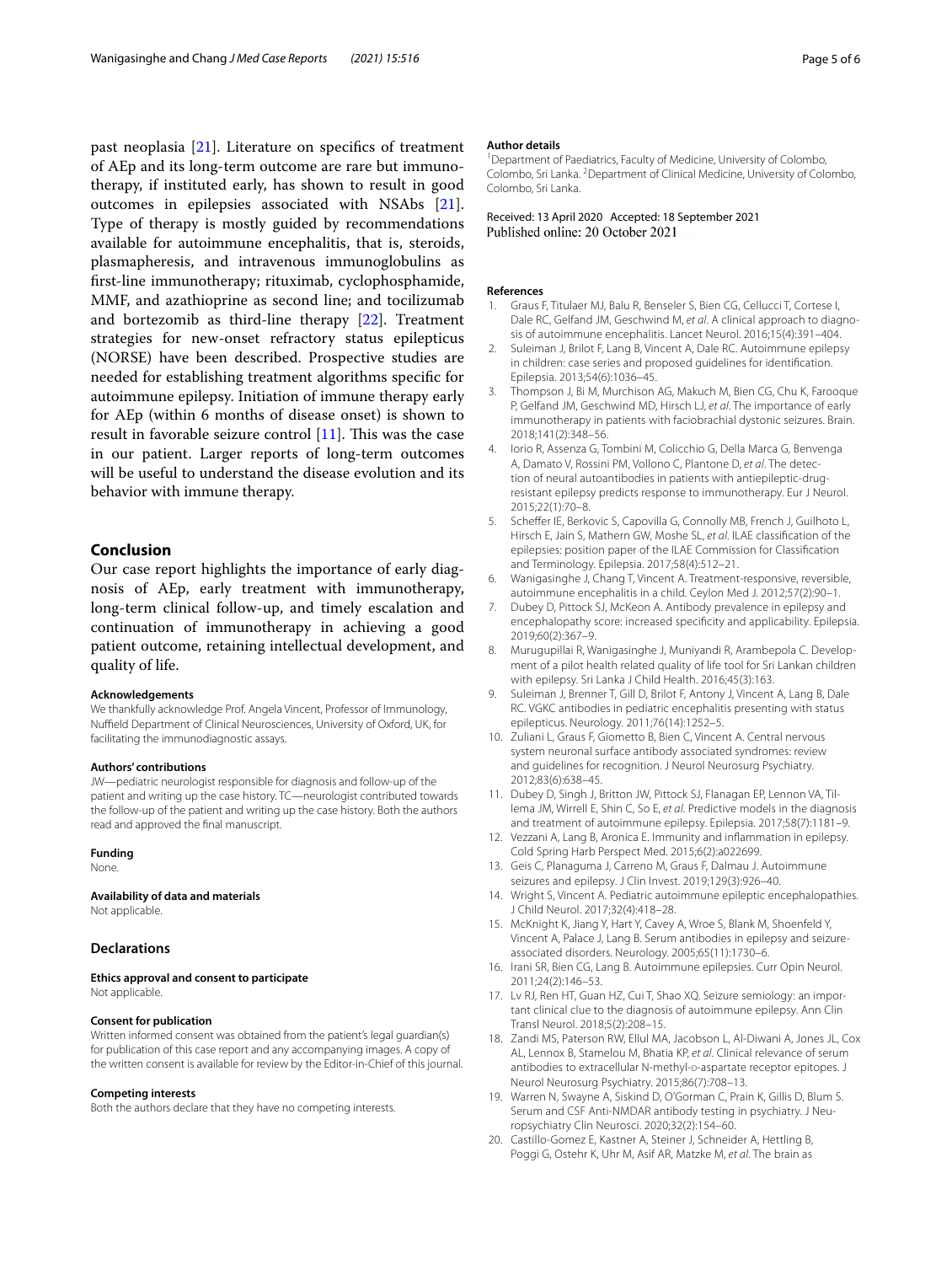past neoplasia [21]. Literature on specifics of treatment of AEp and its long-term outcome are rare but immunotherapy, if instituted early, has shown to result in good outcomes in epilepsies associated with NSAbs [21]. Type of therapy is mostly guided by recommendations available for autoimmune encephalitis, that is, steroids, plasmapheresis, and intravenous immunoglobulins as first-line immunotherapy; rituximab, cyclophosphamide, MMF, and azathioprine as second line; and tocilizumab and bortezomib as third-line therapy [22]. Treatment strategies for new-onset refractory status epilepticus (NORSE) have been described. Prospective studies are needed for establishing treatment algorithms specific for autoimmune epilepsy. Initiation of immune therapy early for AEp (within 6 months of disease onset) is shown to result in favorable seizure control [11]. This was the case in our patient. Larger reports of long-term outcomes will be useful to understand the disease evolution and its behavior with immune therapy.

## Conclusion

Our case report highlights the importance of early diagnosis of AEp, early treatment with immunotherapy, long-term clinical follow-up, and timely escalation and continuation of immunotherapy in achieving a good patient outcome, retaining intellectual development, and quality of life.

#### Acknowledgements

We thankfully acknowledge Prof. Angela Vincent, Professor of Immunology, Nuffield Department of Clinical Neurosciences, University of Oxford, UK, for facilitating the immunodiagnostic assays.

#### Authors' contributions

JW—pediatric neurologist responsible for diagnosis and follow-up of the patient and writing up the case history. TC—neurologist contributed towards the follow-up of the patient and writing up the case history. Both the authors read and approved the final manuscript.

#### Funding

None.

#### Availability of data and materials

Not applicable.

### Declarations

#### Ethics approval and consent to participate

Not applicable.

#### Consent for publication

Written informed consent was obtained from the patient's legal guardian(s) for publication of this case report and any accompanying images. A copy of the written consent is available for review by the Editor-in-Chief of this journal.

#### Competing interests

Both the authors declare that they have no competing interests.

#### Author details

[1]Department of Paediatrics, Faculty of Medicine, University of Colombo, Colombo, Sri Lanka. [2]Department of Clinical Medicine, University of Colombo, Colombo, Sri Lanka.

Received: 13 April 2020 Accepted: 18 September 2021
Published online: 20 October 2021

#### References

1. Graus F, Titulaer MJ, Balu R, Benseler S, Bien CG, Cellucci T, Cortese I, Dale RC, Gelfand JM, Geschwind M, *et al*. A clinical approach to diagnosis of autoimmune encephalitis. Lancet Neurol. 2016;15(4):391–404.
2. Suleiman J, Brilot F, Lang B, Vincent A, Dale RC. Autoimmune epilepsy in children: case series and proposed guidelines for identification. Epilepsia. 2013;54(6):1036–45.
3. Thompson J, Bi M, Murchison AG, Makuch M, Bien CG, Chu K, Farooque P, Gelfand JM, Geschwind MD, Hirsch LJ, *et al*. The importance of early immunotherapy in patients with faciobrachial dystonic seizures. Brain. 2018;141(2):348–56.
4. Iorio R, Assenza G, Tombini M, Colicchio G, Della Marca G, Benvenga A, Damato V, Rossini PM, Vollono C, Plantone D, *et al*. The detection of neural autoantibodies in patients with antiepileptic-drug-resistant epilepsy predicts response to immunotherapy. Eur J Neurol. 2015;22(1):70–8.
5. Scheffer IE, Berkovic S, Capovilla G, Connolly MB, French J, Guilhoto L, Hirsch E, Jain S, Mathern GW, Moshe SL, *et al*. ILAE classification of the epilepsies: position paper of the ILAE Commission for Classification and Terminology. Epilepsia. 2017;58(4):512–21.
6. Wanigasinghe J, Chang T, Vincent A. Treatment-responsive, reversible, autoimmune encephalitis in a child. Ceylon Med J. 2012;57(2):90–1.
7. Dubey D, Pittock SJ, McKeon A. Antibody prevalence in epilepsy and encephalopathy score: increased specificity and applicability. Epilepsia. 2019;60(2):367–9.
8. Murugupillai R, Wanigasinghe J, Muniyandi R, Arambepola C. Development of a pilot health related quality of life tool for Sri Lankan children with epilepsy. Sri Lanka J Child Health. 2016;45(3):163.
9. Suleiman J, Brenner T, Gill D, Brilot F, Antony J, Vincent A, Lang B, Dale RC. VGKC antibodies in pediatric encephalitis presenting with status epilepticus. Neurology. 2011;76(14):1252–5.
10. Zuliani L, Graus F, Giometto B, Bien C, Vincent A. Central nervous system neuronal surface antibody associated syndromes: review and guidelines for recognition. J Neurol Neurosurg Psychiatry. 2012;83(6):638–45.
11. Dubey D, Singh J, Britton JW, Pittock SJ, Flanagan EP, Lennon VA, Tillema JM, Wirrell E, Shin C, So E, *et al*. Predictive models in the diagnosis and treatment of autoimmune epilepsy. Epilepsia. 2017;58(7):1181–9.
12. Vezzani A, Lang B, Aronica E. Immunity and inflammation in epilepsy. Cold Spring Harb Perspect Med. 2015;6(2):a022699.
13. Geis C, Planaguma J, Carreno M, Graus F, Dalmau J. Autoimmune seizures and epilepsy. J Clin Invest. 2019;129(3):926–40.
14. Wright S, Vincent A. Pediatric autoimmune epileptic encephalopathies. J Child Neurol. 2017;32(4):418–28.
15. McKnight K, Jiang Y, Hart Y, Cavey A, Wroe S, Blank M, Shoenfeld Y, Vincent A, Palace J, Lang B. Serum antibodies in epilepsy and seizure-associated disorders. Neurology. 2005;65(11):1730–6.
16. Irani SR, Bien CG, Lang B. Autoimmune epilepsies. Curr Opin Neurol. 2011;24(2):146–53.
17. Lv RJ, Ren HT, Guan HZ, Cui T, Shao XQ. Seizure semiology: an important clinical clue to the diagnosis of autoimmune epilepsy. Ann Clin Transl Neurol. 2018;5(2):208–15.
18. Zandi MS, Paterson RW, Ellul MA, Jacobson L, Al-Diwani A, Jones JL, Cox AL, Lennox B, Stamelou M, Bhatia KP, *et al*. Clinical relevance of serum antibodies to extracellular N-methyl-D-aspartate receptor epitopes. J Neurol Neurosurg Psychiatry. 2015;86(7):708–13.
19. Warren N, Swayne A, Siskind D, O'Gorman C, Prain K, Gillis D, Blum S. Serum and CSF Anti-NMDAR antibody testing in psychiatry. J Neuropsychiatry Clin Neurosci. 2020;32(2):154–60.
20. Castillo-Gomez E, Kastner A, Steiner J, Schneider A, Hettling B, Poggi G, Ostehr K, Uhr M, Asif AR, Matzke M, *et al*. The brain as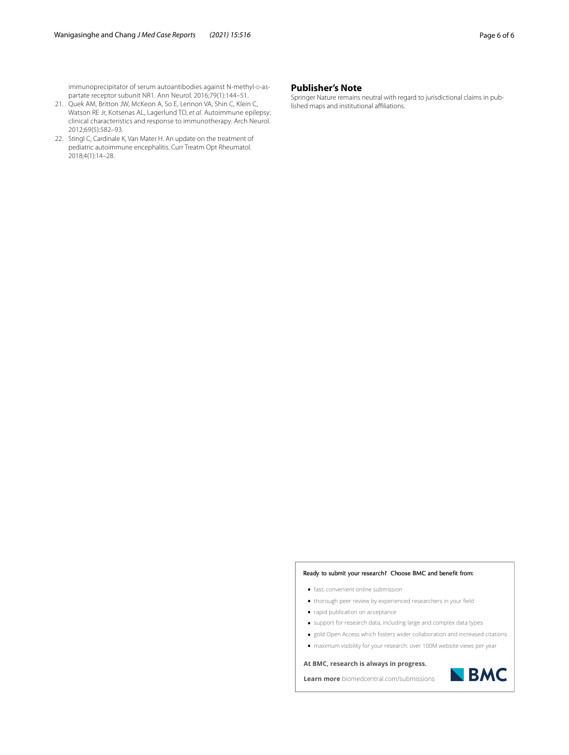immunoprecipitator of serum autoantibodies against N-methyl-D-aspartate receptor subunit NR1. Ann Neurol. 2016;79(1):144–51.

21. Quek AM, Britton JW, McKeon A, So E, Lennon VA, Shin C, Klein C, Watson RE Jr, Kotsenas AL, Lagerlund TD, *et al*. Autoimmune epilepsy: clinical characteristics and response to immunotherapy. Arch Neurol. 2012;69(5):582–93.
22. Stingl C, Cardinale K, Van Mater H. An update on the treatment of pediatric autoimmune encephalitis. Curr Treatm Opt Rheumatol. 2018;4(1):14–28.

## Publisher's Note

Springer Nature remains neutral with regard to jurisdictional claims in published maps and institutional affiliations.

Ready to submit your research? Choose BMC and benefit from:

- fast, convenient online submission
- thorough peer review by experienced researchers in your field
- rapid publication on acceptance
- support for research data, including large and complex data types
- gold Open Access which fosters wider collaboration and increased citations
- maximum visibility for your research: over 100M website views per year

**At BMC, research is always in progress.**

**Learn more** biomedcentral.com/submissions

BMC